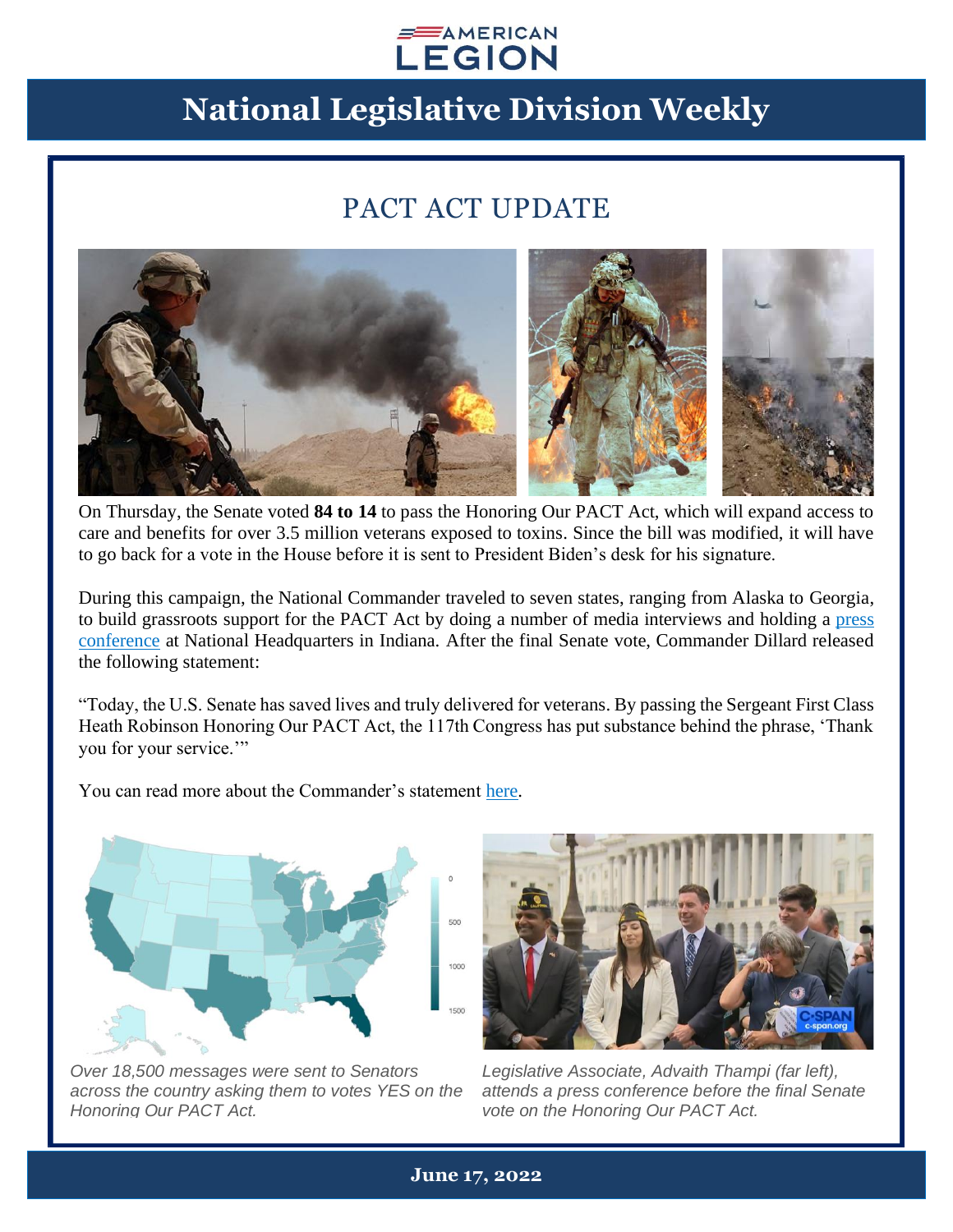# National Legislative Division Weekly

## PACT ACT UPDATE

On Thursday, the Senate voted **84 to 14** to pass the Honoring Our PACT Act, which will expand access to care and benefits for over 3.5 million veterans exposed to toxins. Since the bill was modified, it will have to go back for a vote in the House before it is sent to President Biden's desk for his signature.

During this campaign, the National Commander traveled to seven states, ranging from Alaska to Georgia, to build grassroots support for the PACT Act by doing a number of media interviews and holding a press conference at National Headquarters in Indiana. After the final Senate vote, Commander Dillard released the following statement:

"Today, the U.S. Senate has saved lives and truly delivered for veterans. By passing the Sergeant First Class Heath Robinson Honoring Our PACT Act, the 117th Congress has put substance behind the phrase, 'Thank you for your service.'"

You can read more about the Commander's statement here.

*Over 18,500 messages were sent to Senators across the country asking them to votes YES on the Honoring Our PACT Act.*

*Legislative Associate, Advaith Thampi (far left), attends a press conference before the final Senate vote on the Honoring Our PACT Act.*

**June 17, 2022**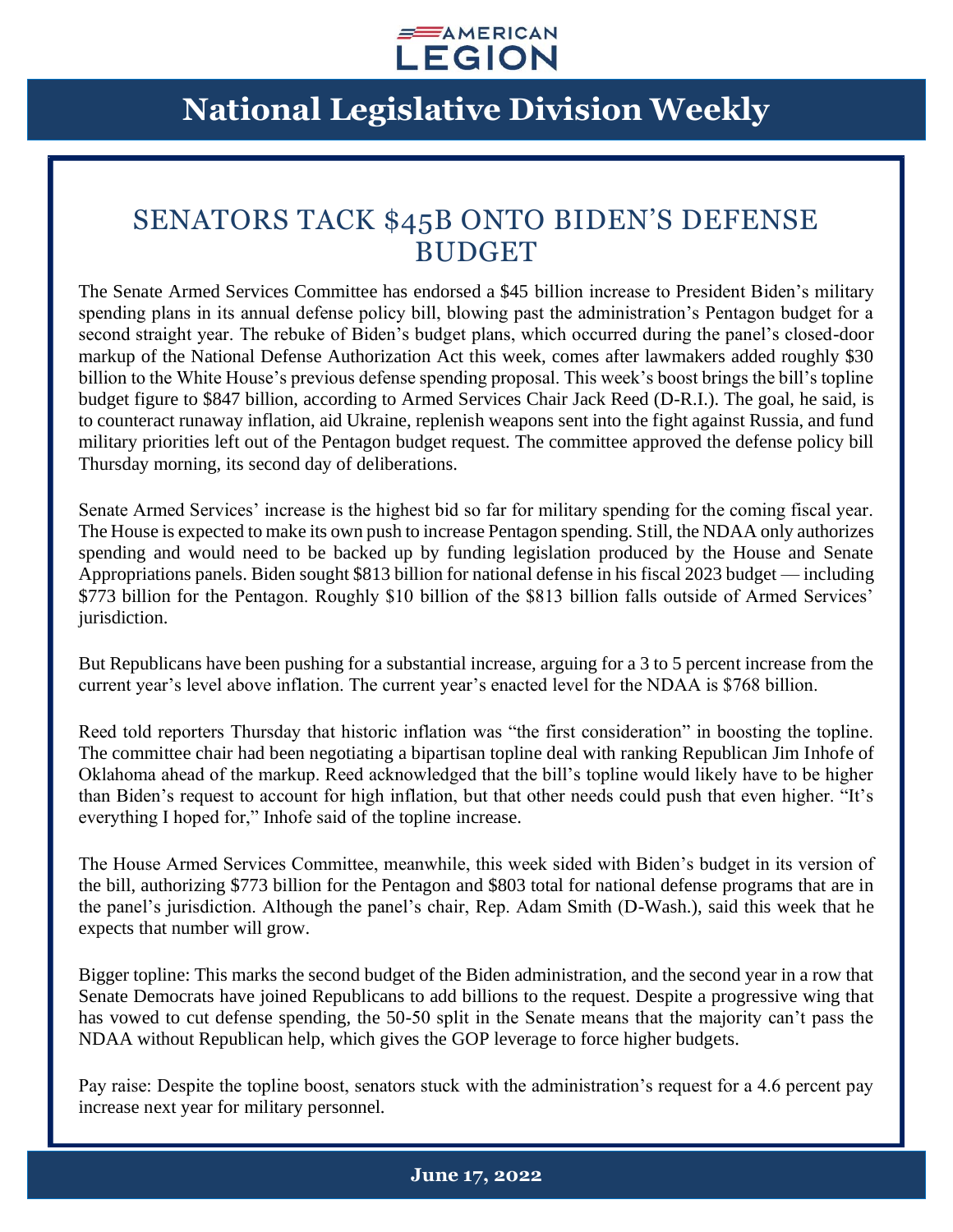# SENATORS TACK $45B ONTO BIDEN'S DEFENSE BUDGET

The Senate Armed Services Committee has endorsed a $45 billion increase to President Biden's military spending plans in its annual defense policy bill, blowing past the administration's Pentagon budget for a second straight year. The rebuke of Biden's budget plans, which occurred during the panel's closed-door markup of the National Defense Authorization Act this week, comes after lawmakers added roughly $30 billion to the White House's previous defense spending proposal. This week's boost brings the bill's topline budget figure to $847 billion, according to Armed Services Chair Jack Reed (D-R.I.). The goal, he said, is to counteract runaway inflation, aid Ukraine, replenish weapons sent into the fight against Russia, and fund military priorities left out of the Pentagon budget request. The committee approved the defense policy bill Thursday morning, its second day of deliberations.

Senate Armed Services' increase is the highest bid so far for military spending for the coming fiscal year. The House is expected to make its own push to increase Pentagon spending. Still, the NDAA only authorizes spending and would need to be backed up by funding legislation produced by the House and Senate Appropriations panels. Biden sought $813 billion for national defense in his fiscal 2023 budget — including $773 billion for the Pentagon. Roughly $10 billion of the $813 billion falls outside of Armed Services' jurisdiction.

But Republicans have been pushing for a substantial increase, arguing for a 3 to 5 percent increase from the current year's level above inflation. The current year's enacted level for the NDAA is $768 billion.

Reed told reporters Thursday that historic inflation was "the first consideration" in boosting the topline. The committee chair had been negotiating a bipartisan topline deal with ranking Republican Jim Inhofe of Oklahoma ahead of the markup. Reed acknowledged that the bill's topline would likely have to be higher than Biden's request to account for high inflation, but that other needs could push that even higher. "It's everything I hoped for," Inhofe said of the topline increase.

The House Armed Services Committee, meanwhile, this week sided with Biden's budget in its version of the bill, authorizing $773 billion for the Pentagon and $803 total for national defense programs that are in the panel's jurisdiction. Although the panel's chair, Rep. Adam Smith (D-Wash.), said this week that he expects that number will grow.

Bigger topline: This marks the second budget of the Biden administration, and the second year in a row that Senate Democrats have joined Republicans to add billions to the request. Despite a progressive wing that has vowed to cut defense spending, the 50-50 split in the Senate means that the majority can't pass the NDAA without Republican help, which gives the GOP leverage to force higher budgets.

Pay raise: Despite the topline boost, senators stuck with the administration's request for a 4.6 percent pay increase next year for military personnel.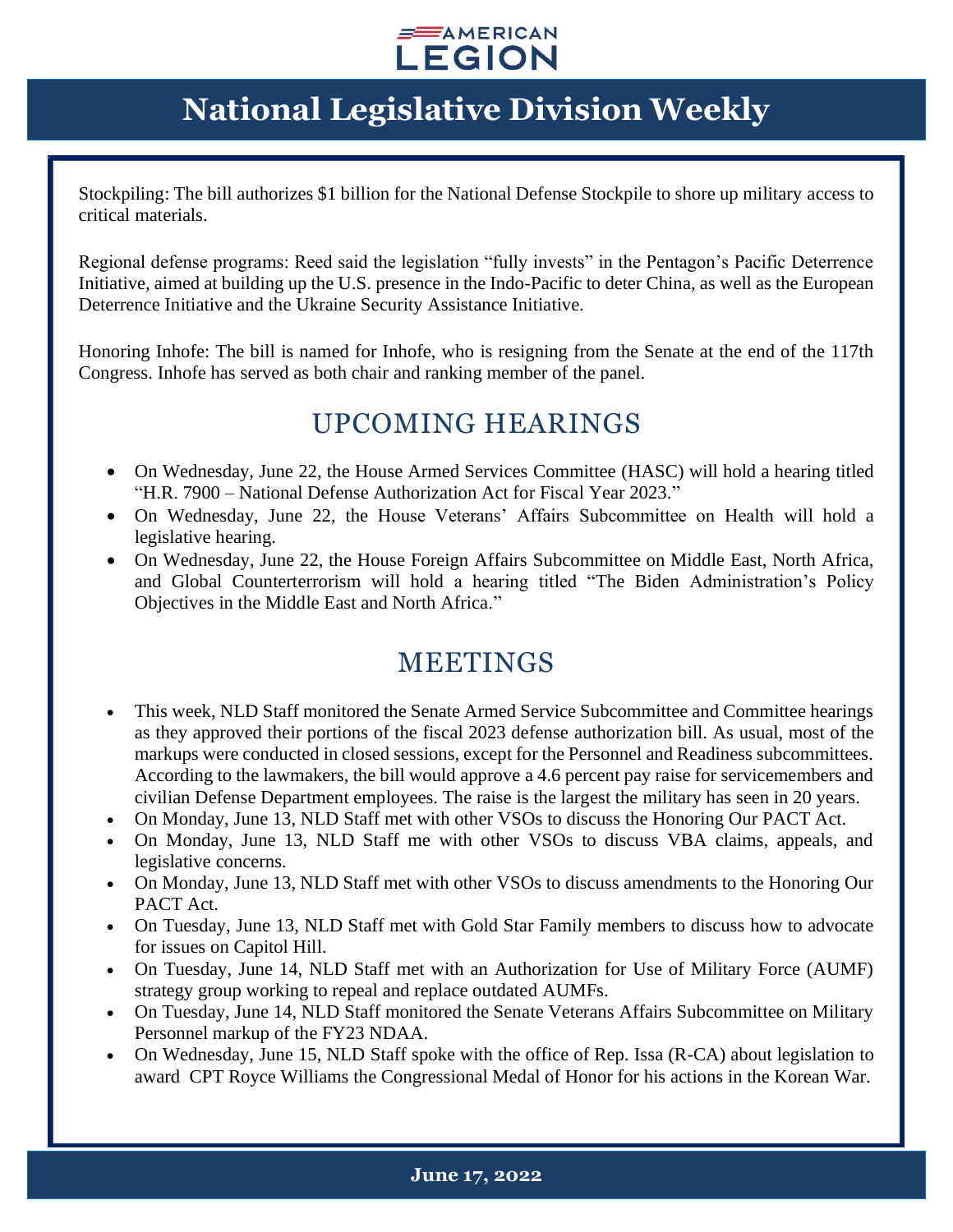Stockpiling: The bill authorizes $1 billion for the National Defense Stockpile to shore up military access to critical materials.

Regional defense programs: Reed said the legislation "fully invests" in the Pentagon's Pacific Deterrence Initiative, aimed at building up the U.S. presence in the Indo-Pacific to deter China, as well as the European Deterrence Initiative and the Ukraine Security Assistance Initiative.

Honoring Inhofe: The bill is named for Inhofe, who is resigning from the Senate at the end of the 117th Congress. Inhofe has served as both chair and ranking member of the panel.

## UPCOMING HEARINGS

- On Wednesday, June 22, the House Armed Services Committee (HASC) will hold a hearing titled "H.R. 7900 – National Defense Authorization Act for Fiscal Year 2023."
- On Wednesday, June 22, the House Veterans' Affairs Subcommittee on Health will hold a legislative hearing.
- On Wednesday, June 22, the House Foreign Affairs Subcommittee on Middle East, North Africa, and Global Counterterrorism will hold a hearing titled "The Biden Administration's Policy Objectives in the Middle East and North Africa."

## MEETINGS

- This week, NLD Staff monitored the Senate Armed Service Subcommittee and Committee hearings as they approved their portions of the fiscal 2023 defense authorization bill. As usual, most of the markups were conducted in closed sessions, except for the Personnel and Readiness subcommittees. According to the lawmakers, the bill would approve a 4.6 percent pay raise for servicemembers and civilian Defense Department employees. The raise is the largest the military has seen in 20 years.
- On Monday, June 13, NLD Staff met with other VSOs to discuss the Honoring Our PACT Act.
- On Monday, June 13, NLD Staff me with other VSOs to discuss VBA claims, appeals, and legislative concerns.
- On Monday, June 13, NLD Staff met with other VSOs to discuss amendments to the Honoring Our PACT Act.
- On Tuesday, June 13, NLD Staff met with Gold Star Family members to discuss how to advocate for issues on Capitol Hill.
- On Tuesday, June 14, NLD Staff met with an Authorization for Use of Military Force (AUMF) strategy group working to repeal and replace outdated AUMFs.
- On Tuesday, June 14, NLD Staff monitored the Senate Veterans Affairs Subcommittee on Military Personnel markup of the FY23 NDAA.
- On Wednesday, June 15, NLD Staff spoke with the office of Rep. Issa (R-CA) about legislation to award CPT Royce Williams the Congressional Medal of Honor for his actions in the Korean War.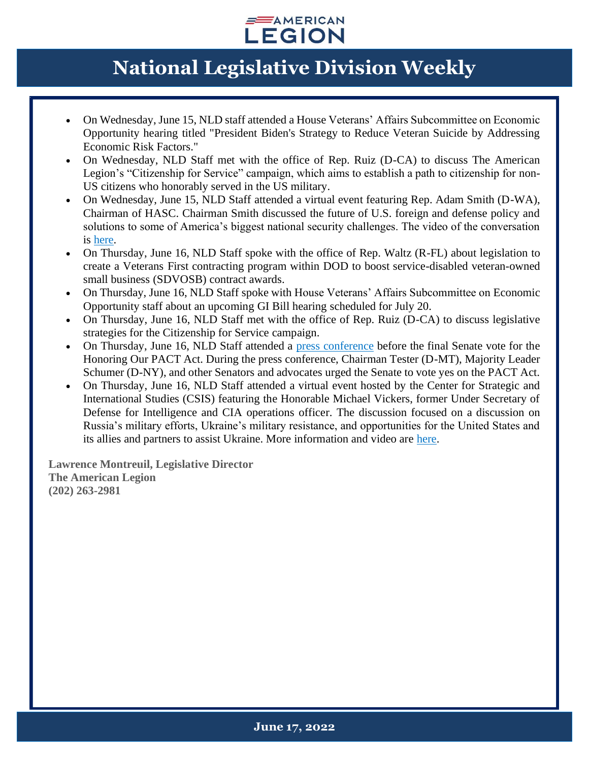- On Wednesday, June 15, NLD staff attended a House Veterans' Affairs Subcommittee on Economic Opportunity hearing titled "President Biden's Strategy to Reduce Veteran Suicide by Addressing Economic Risk Factors."
- On Wednesday, NLD Staff met with the office of Rep. Ruiz (D-CA) to discuss The American Legion's "Citizenship for Service" campaign, which aims to establish a path to citizenship for non-US citizens who honorably served in the US military.
- On Wednesday, June 15, NLD Staff attended a virtual event featuring Rep. Adam Smith (D-WA), Chairman of HASC. Chairman Smith discussed the future of U.S. foreign and defense policy and solutions to some of America's biggest national security challenges. The video of the conversation is here.
- On Thursday, June 16, NLD Staff spoke with the office of Rep. Waltz (R-FL) about legislation to create a Veterans First contracting program within DOD to boost service-disabled veteran-owned small business (SDVOSB) contract awards.
- On Thursday, June 16, NLD Staff spoke with House Veterans' Affairs Subcommittee on Economic Opportunity staff about an upcoming GI Bill hearing scheduled for July 20.
- On Thursday, June 16, NLD Staff met with the office of Rep. Ruiz (D-CA) to discuss legislative strategies for the Citizenship for Service campaign.
- On Thursday, June 16, NLD Staff attended a press conference before the final Senate vote for the Honoring Our PACT Act. During the press conference, Chairman Tester (D-MT), Majority Leader Schumer (D-NY), and other Senators and advocates urged the Senate to vote yes on the PACT Act.
- On Thursday, June 16, NLD Staff attended a virtual event hosted by the Center for Strategic and International Studies (CSIS) featuring the Honorable Michael Vickers, former Under Secretary of Defense for Intelligence and CIA operations officer. The discussion focused on a discussion on Russia's military efforts, Ukraine's military resistance, and opportunities for the United States and its allies and partners to assist Ukraine. More information and video are here.

**Lawrence Montreuil, Legislative Director**
**The American Legion**
**(202) 263-2981**